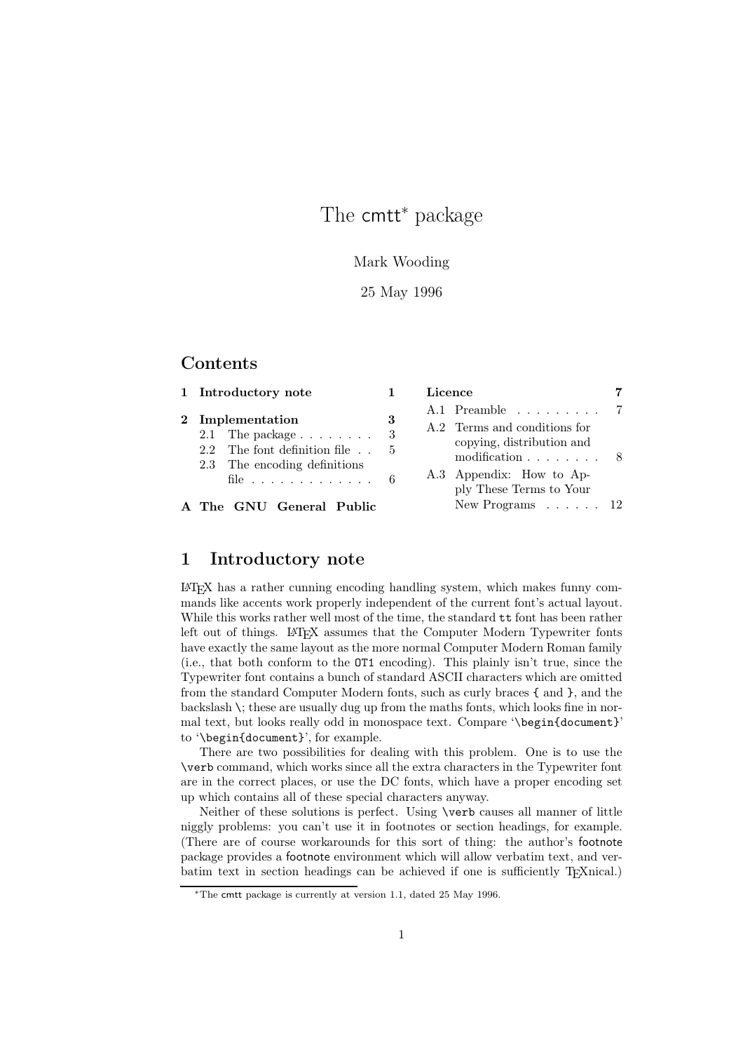# The cmtt[*] package

Mark Wooding

25 May 1996

## Contents

1 Introductory note — 1

2 Implementation — 3
- 2.1 The package — 3
- 2.2 The font definition file — 5
- 2.3 The encoding definitions file — 6

A The GNU General Public Licence — 7
- A.1 Preamble — 7
- A.2 Terms and conditions for copying, distribution and modification — 8
- A.3 Appendix: How to Apply These Terms to Your New Programs — 12

## 1 Introductory note

LaTeX has a rather cunning encoding handling system, which makes funny commands like accents work properly independent of the current font's actual layout. While this works rather well most of the time, the standard `tt` font has been rather left out of things. LaTeX assumes that the Computer Modern Typewriter fonts have exactly the same layout as the more normal Computer Modern Roman family (i.e., that both conform to the `OT1` encoding). This plainly isn't true, since the Typewriter font contains a bunch of standard ASCII characters which are omitted from the standard Computer Modern fonts, such as curly braces `{` and `}`, and the backslash `\`; these are usually dug up from the maths fonts, which looks fine in normal text, but looks really odd in monospace text. Compare '`\begin{document}`' to '`\begin{document}`', for example.

There are two possibilities for dealing with this problem. One is to use the `\verb` command, which works since all the extra characters in the Typewriter font are in the correct places, or use the DC fonts, which have a proper encoding set up which contains all of these special characters anyway.

Neither of these solutions is perfect. Using `\verb` causes all manner of little niggly problems: you can't use it in footnotes or section headings, for example. (There are of course workarounds for this sort of thing: the author's footnote package provides a footnote environment which will allow verbatim text, and verbatim text in section headings can be achieved if one is sufficiently TeXnical.)

---

[*] The cmtt package is currently at version 1.1, dated 25 May 1996.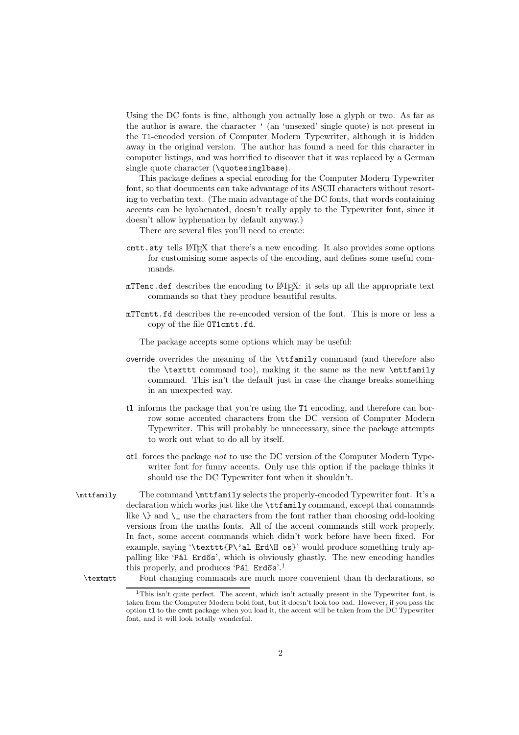Using the DC fonts is fine, although you actually lose a glyph or two. As far as the author is aware, the character `'` (an 'unsexed' single quote) is not present in the `T1`-encoded version of Computer Modern Typewriter, although it is hidden away in the original version. The author has found a need for this character in computer listings, and was horrified to discover that it was replaced by a German single quote character (`\quotesinglbase`).

This package defines a special encoding for the Computer Modern Typewriter font, so that documents can take advantage of its ASCII characters without resorting to verbatim text. (The main advantage of the DC fonts, that words containing accents can be hyohenated, doesn't really apply to the Typewriter font, since it doesn't allow hyphenation by default anyway.)

There are several files you'll need to create:

`cmtt.sty` tells LaTeX that there's a new encoding. It also provides some options for customising some aspects of the encoding, and defines some useful commands.

`mTTenc.def` describes the encoding to LaTeX: it sets up all the appropriate text commands so that they produce beautiful results.

`mTTcmtt.fd` describes the re-encoded version of the font. This is more or less a copy of the file `OT1cmtt.fd`.

The package accepts some options which may be useful:

override overrides the meaning of the `\ttfamily` command (and therefore also the `\texttt` command too), making it the same as the new `\mttfamily` command. This isn't the default just in case the change breaks something in an unexpected way.

t1 informs the package that you're using the `T1` encoding, and therefore can borrow some accented characters from the DC version of Computer Modern Typewriter. This will probably be unnecessary, since the package attempts to work out what to do all by itself.

ot1 forces the package *not* to use the DC version of the Computer Modern Typewriter font for funny accents. Only use this option if the package thinks it should use the DC Typewriter font when it shouldn't.

`\mttfamily` The command `\mttfamily` selects the properly-encoded Typewriter font. It's a declaration which works just like the `\ttfamily` command, except that comamnds like `\}` and `\_` use the characters from the font rather than choosing odd-looking versions from the maths fonts. All of the accent commands still work properly. In fact, some accent commands which didn't work before have been fixed. For example, saying '`\texttt{P\'al Erd\H os}`' would produce something truly appalling like 'Pál Erdős', which is obviously ghastly. The new encoding handles this properly, and produces '`Pál Erdős`'.[1]

`\textmtt` Font changing commands are much more convenient than th declarations, so

[1] This isn't quite perfect. The accent, which isn't actually present in the Typewriter font, is taken from the Computer Modern bold font, but it doesn't look too bad. However, if you pass the option `t1` to the cmtt package when you load it, the accent will be taken from the DC Typewriter font, and it will look totally wonderful.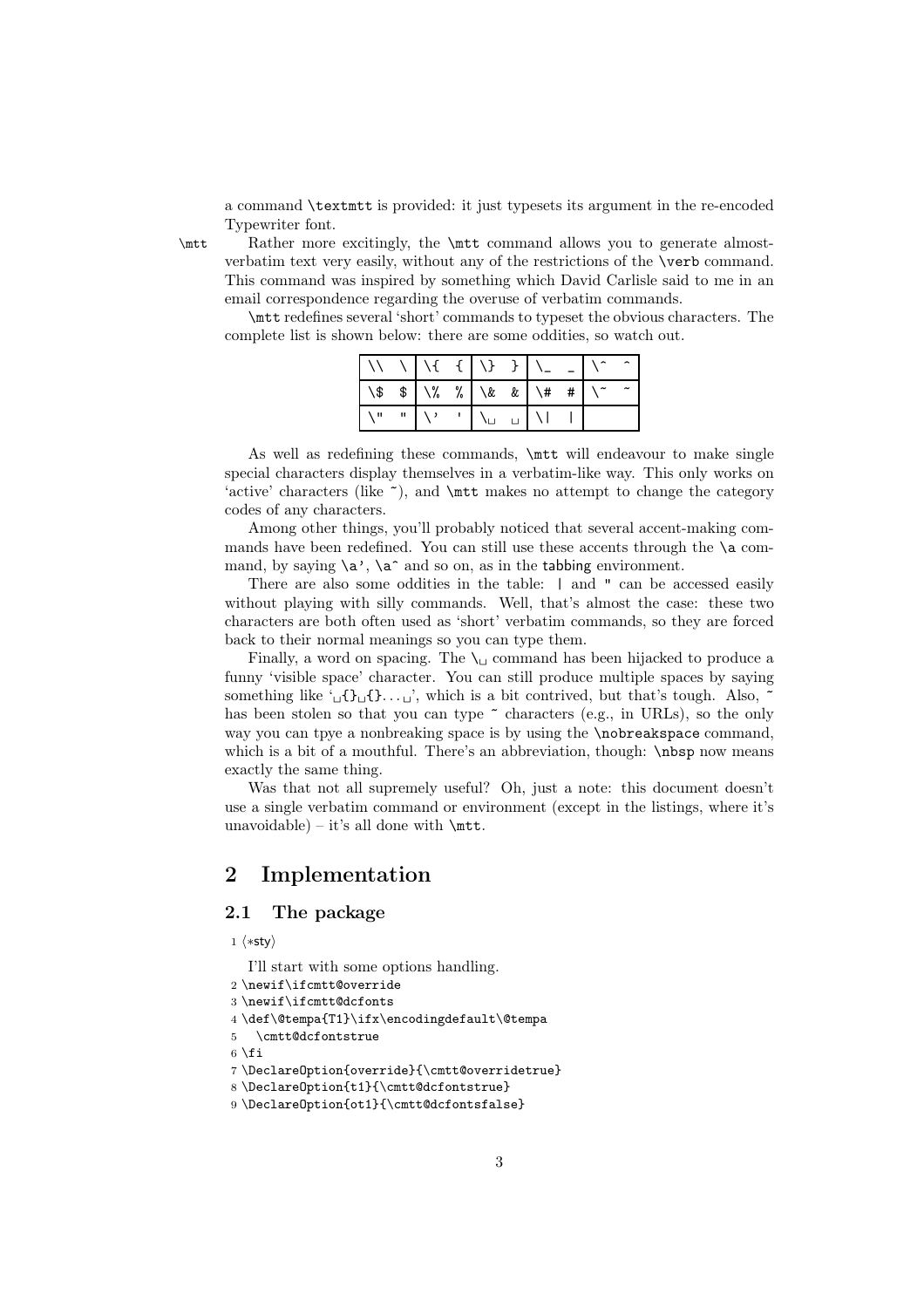a command `\textmtt` is provided: it just typesets its argument in the re-encoded Typewriter font.

`\mtt` Rather more excitingly, the `\mtt` command allows you to generate almost-verbatim text very easily, without any of the restrictions of the `\verb` command. This command was inspired by something which David Carlisle said to me in an email correspondence regarding the overuse of verbatim commands.

`\mtt` redefines several 'short' commands to typeset the obvious characters. The complete list is shown below: there are some oddities, so watch out.

| | | | | | | | | | |
|---|---|---|---|---|---|---|---|---|---|
| `\\` | `\` | `\{` | `{` | `\}` | `}` | `\_` | `_` | `\^` | `^` |
| `\$` | `$` | `\%` | `%` | `\&` | `&` | `\#` | `#` | `\~` | `~` |
| `\"` | `"` | `\'` | `'` | `\␣` | `␣` | `\|` | `|` | | |

As well as redefining these commands, `\mtt` will endeavour to make single special characters display themselves in a verbatim-like way. This only works on 'active' characters (like `~`), and `\mtt` makes no attempt to change the category codes of any characters.

Among other things, you'll probably noticed that several accent-making commands have been redefined. You can still use these accents through the `\a` command, by saying `\a'`, `\a^` and so on, as in the tabbing environment.

There are also some oddities in the table: `|` and `"` can be accessed easily without playing with silly commands. Well, that's almost the case: these two characters are both often used as 'short' verbatim commands, so they are forced back to their normal meanings so you can type them.

Finally, a word on spacing. The `\␣` command has been hijacked to produce a funny 'visible space' character. You can still produce multiple spaces by saying something like '`␣{}␣{}...␣`', which is a bit contrived, but that's tough. Also, `~` has been stolen so that you can type `~` characters (e.g., in URLs), so the only way you can tpye a nonbreaking space is by using the `\nobreakspace` command, which is a bit of a mouthful. There's an abbreviation, though: `\nbsp` now means exactly the same thing.

Was that not all supremely useful? Oh, just a note: this document doesn't use a single verbatim command or environment (except in the listings, where it's unavoidable) – it's all done with `\mtt`.

# 2 Implementation

## 2.1 The package

```
1 ⟨*sty⟩
```

I'll start with some options handling.

```
2 \newif\ifcmtt@override
3 \newif\ifcmtt@dcfonts
4 \def\@tempa{T1}\ifx\encodingdefault\@tempa
5   \cmtt@dcfontstrue
6 \fi
7 \DeclareOption{override}{\cmtt@overridetrue}
8 \DeclareOption{t1}{\cmtt@dcfontstrue}
9 \DeclareOption{ot1}{\cmtt@dcfontsfalse}
```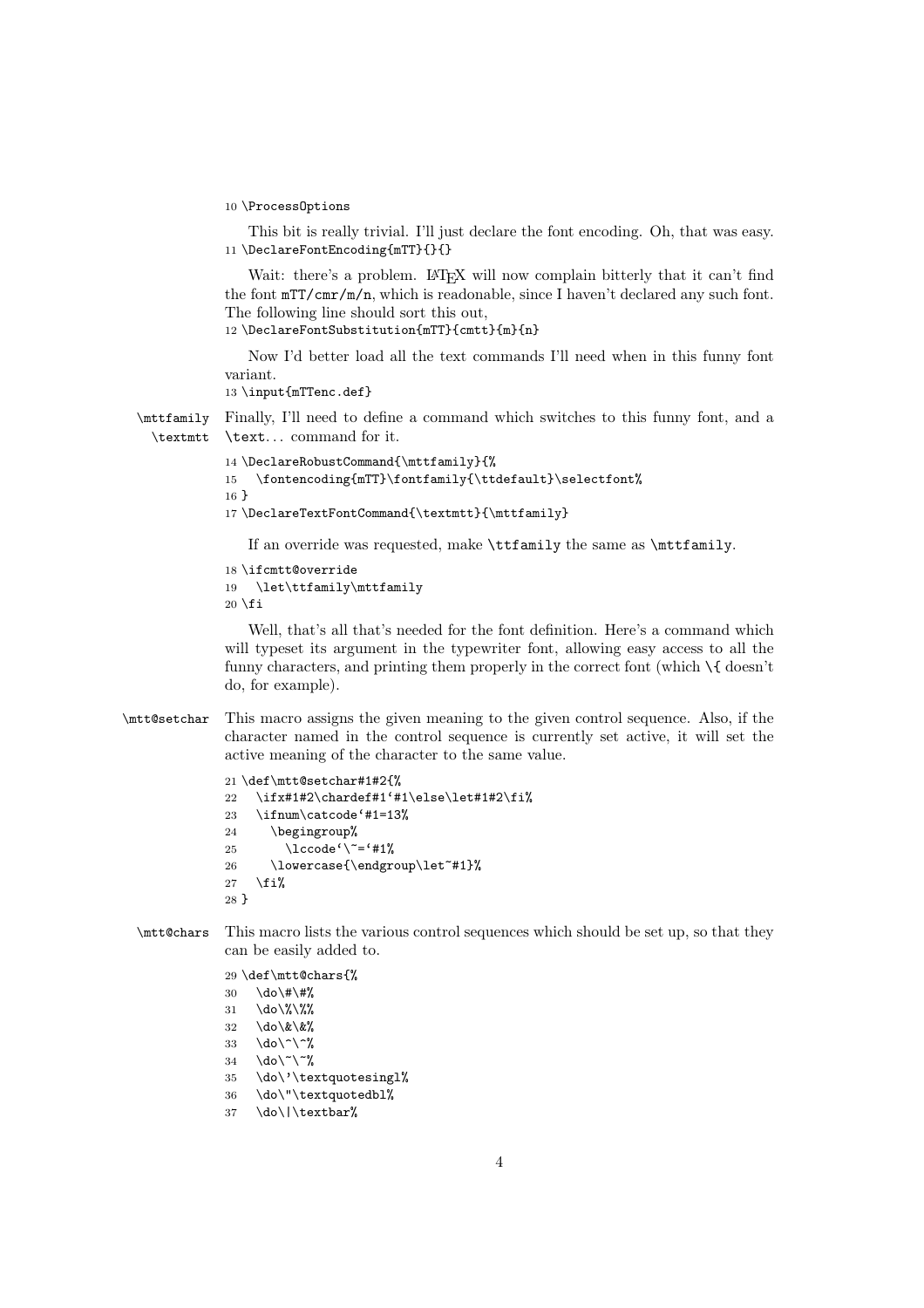```
10 \ProcessOptions
```

This bit is really trivial. I'll just declare the font encoding. Oh, that was easy.

```
11 \DeclareFontEncoding{mTT}{}{}
```

Wait: there's a problem. LaTeX will now complain bitterly that it can't find the font `mTT/cmr/m/n`, which is readonable, since I haven't declared any such font. The following line should sort this out,

```
12 \DeclareFontSubstitution{mTT}{cmtt}{m}{n}
```

Now I'd better load all the text commands I'll need when in this funny font variant.

```
13 \input{mTTenc.def}
```

`\mttfamily` `\textmtt` Finally, I'll need to define a command which switches to this funny font, and a `\text`... command for it.

```
14 \DeclareRobustCommand{\mttfamily}{%
15   \fontencoding{mTT}\fontfamily{\ttdefault}\selectfont%
16 }
17 \DeclareTextFontCommand{\textmtt}{\mttfamily}
```

If an override was requested, make `\ttfamily` the same as `\mttfamily`.

```
18 \ifcmtt@override
19   \let\ttfamily\mttfamily
20 \fi
```

Well, that's all that's needed for the font definition. Here's a command which will typeset its argument in the typewriter font, allowing easy access to all the funny characters, and printing them properly in the correct font (which `\{` doesn't do, for example).

`\mtt@setchar` This macro assigns the given meaning to the given control sequence. Also, if the character named in the control sequence is currently set active, it will set the active meaning of the character to the same value.

```
21 \def\mtt@setchar#1#2{%
22   \ifx#1#2\chardef#1`#1\else\let#1#2\fi%
23   \ifnum\catcode`#1=13%
24     \begingroup%
25       \lccode`\~=`#1%
26     \lowercase{\endgroup\let~#1}%
27   \fi%
28 }
```

`\mtt@chars` This macro lists the various control sequences which should be set up, so that they can be easily added to.

```
29 \def\mtt@chars{%
30   \do\#\#%
31   \do\%\%%
32   \do\&\&%
33   \do\^\^%
34   \do\~\~%
35   \do\'\textquotesingl%
36   \do\"\textquotedbl%
37   \do\|\textbar%
```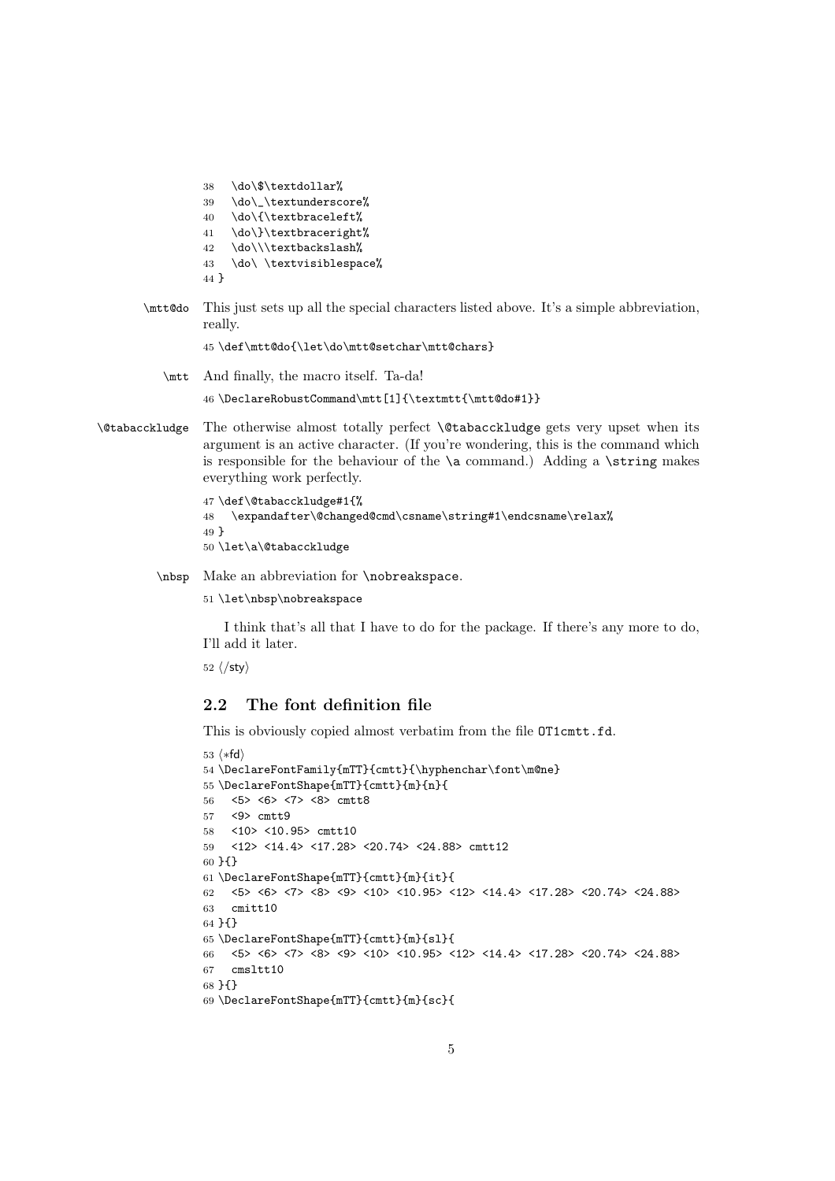```
38   \do\$\textdollar%
39   \do\_\textunderscore%
40   \do\{\textbraceleft%
41   \do\}\textbraceright%
42   \do\\\textbackslash%
43   \do\ \textvisiblespace%
44 }
```

**\mtt@do** This just sets up all the special characters listed above. It's a simple abbreviation, really.

```
45 \def\mtt@do{\let\do\mtt@setchar\mtt@chars}
```

**\mtt** And finally, the macro itself. Ta-da!

```
46 \DeclareRobustCommand\mtt[1]{\textmtt{\mtt@do#1}}
```

**\@tabacckludge** The otherwise almost totally perfect `\@tabacckludge` gets very upset when its argument is an active character. (If you're wondering, this is the command which is responsible for the behaviour of the `\a` command.) Adding a `\string` makes everything work perfectly.

```
47 \def\@tabacckludge#1{%
48   \expandafter\@changed@cmd\csname\string#1\endcsname\relax%
49 }
50 \let\a\@tabacckludge
```

**\nbsp** Make an abbreviation for `\nobreakspace`.

```
51 \let\nbsp\nobreakspace
```

I think that's all that I have to do for the package. If there's any more to do, I'll add it later.

```
52 ⟨/sty⟩
```

## 2.2 The font definition file

This is obviously copied almost verbatim from the file `OT1cmtt.fd`.

```
53 ⟨*fd⟩
54 \DeclareFontFamily{mTT}{cmtt}{\hyphenchar\font\m@ne}
55 \DeclareFontShape{mTT}{cmtt}{m}{n}{
56   <5> <6> <7> <8> cmtt8
57   <9> cmtt9
58   <10> <10.95> cmtt10
59   <12> <14.4> <17.28> <20.74> <24.88> cmtt12
60 }{}
61 \DeclareFontShape{mTT}{cmtt}{m}{it}{
62   <5> <6> <7> <8> <9> <10> <10.95> <12> <14.4> <17.28> <20.74> <24.88>
63   cmitt10
64 }{}
65 \DeclareFontShape{mTT}{cmtt}{m}{sl}{
66   <5> <6> <7> <8> <9> <10> <10.95> <12> <14.4> <17.28> <20.74> <24.88>
67   cmsltt10
68 }{}
69 \DeclareFontShape{mTT}{cmtt}{m}{sc}{
```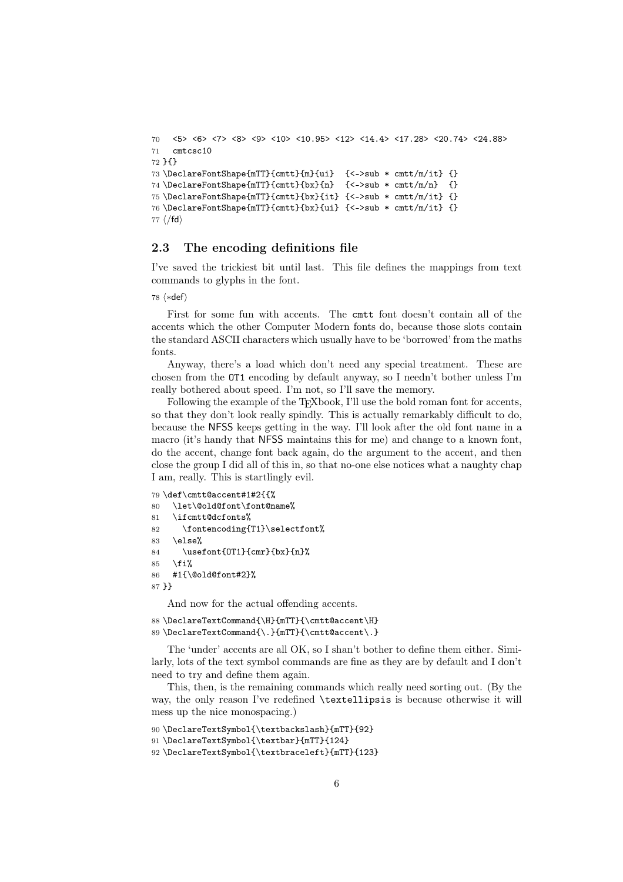```
70   <5> <6> <7> <8> <9> <10> <10.95> <12> <14.4> <17.28> <20.74> <24.88>
71   cmtcsc10
72 }{}
73 \DeclareFontShape{mTT}{cmtt}{m}{ui}  {<->sub * cmtt/m/it} {}
74 \DeclareFontShape{mTT}{cmtt}{bx}{n}  {<->sub * cmtt/m/n}  {}
75 \DeclareFontShape{mTT}{cmtt}{bx}{it} {<->sub * cmtt/m/it} {}
76 \DeclareFontShape{mTT}{cmtt}{bx}{ui} {<->sub * cmtt/m/it} {}
77 ⟨/fd⟩
```

### 2.3 The encoding definitions file

I've saved the trickiest bit until last. This file defines the mappings from text commands to glyphs in the font.

```
78 ⟨*def⟩
```

First for some fun with accents. The `cmtt` font doesn't contain all of the accents which the other Computer Modern fonts do, because those slots contain the standard ASCII characters which usually have to be 'borrowed' from the maths fonts.

Anyway, there's a load which don't need any special treatment. These are chosen from the `OT1` encoding by default anyway, so I needn't bother unless I'm really bothered about speed. I'm not, so I'll save the memory.

Following the example of the TEXbook, I'll use the bold roman font for accents, so that they don't look really spindly. This is actually remarkably difficult to do, because the NFSS keeps getting in the way. I'll look after the old font name in a macro (it's handy that NFSS maintains this for me) and change to a known font, do the accent, change font back again, do the argument to the accent, and then close the group I did all of this in, so that no-one else notices what a naughty chap I am, really. This is startlingly evil.

```
79 \def\cmtt@accent#1#2{{%
80   \let\@old@font\font@name%
81   \ifcmtt@dcfonts%
82     \fontencoding{T1}\selectfont%
83   \else%
84     \usefont{OT1}{cmr}{bx}{n}%
85   \fi%
86   #1{\@old@font#2}%
87 }}
```

And now for the actual offending accents.

```
88 \DeclareTextCommand{\H}{mTT}{\cmtt@accent\H}
89 \DeclareTextCommand{\.}{mTT}{\cmtt@accent\.}
```

The 'under' accents are all OK, so I shan't bother to define them either. Similarly, lots of the text symbol commands are fine as they are by default and I don't need to try and define them again.

This, then, is the remaining commands which really need sorting out. (By the way, the only reason I've redefined `\textellipsis` is because otherwise it will mess up the nice monospacing.)

```
90 \DeclareTextSymbol{\textbackslash}{mTT}{92}
91 \DeclareTextSymbol{\textbar}{mTT}{124}
92 \DeclareTextSymbol{\textbraceleft}{mTT}{123}
```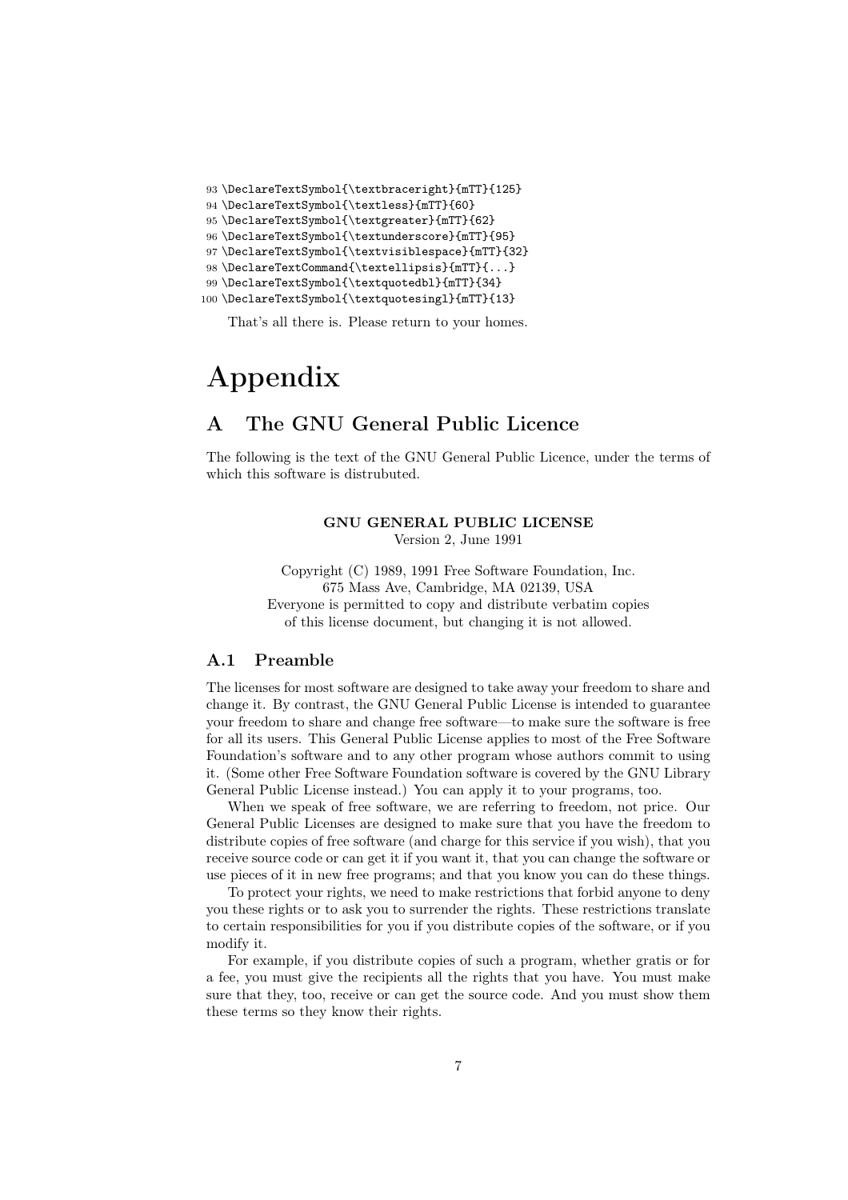```
93 \DeclareTextSymbol{\textbraceright}{mTT}{125}
94 \DeclareTextSymbol{\textless}{mTT}{60}
95 \DeclareTextSymbol{\textgreater}{mTT}{62}
96 \DeclareTextSymbol{\textunderscore}{mTT}{95}
97 \DeclareTextSymbol{\textvisiblespace}{mTT}{32}
98 \DeclareTextCommand{\textellipsis}{mTT}{...}
99 \DeclareTextSymbol{\textquotedbl}{mTT}{34}
100 \DeclareTextSymbol{\textquotesingl}{mTT}{13}
```

That's all there is. Please return to your homes.

# Appendix

## A The GNU General Public Licence

The following is the text of the GNU General Public Licence, under the terms of which this software is distrubuted.

**GNU GENERAL PUBLIC LICENSE**
Version 2, June 1991

Copyright (C) 1989, 1991 Free Software Foundation, Inc.
675 Mass Ave, Cambridge, MA 02139, USA
Everyone is permitted to copy and distribute verbatim copies
of this license document, but changing it is not allowed.

### A.1 Preamble

The licenses for most software are designed to take away your freedom to share and change it. By contrast, the GNU General Public License is intended to guarantee your freedom to share and change free software—to make sure the software is free for all its users. This General Public License applies to most of the Free Software Foundation's software and to any other program whose authors commit to using it. (Some other Free Software Foundation software is covered by the GNU Library General Public License instead.) You can apply it to your programs, too.

When we speak of free software, we are referring to freedom, not price. Our General Public Licenses are designed to make sure that you have the freedom to distribute copies of free software (and charge for this service if you wish), that you receive source code or can get it if you want it, that you can change the software or use pieces of it in new free programs; and that you know you can do these things.

To protect your rights, we need to make restrictions that forbid anyone to deny you these rights or to ask you to surrender the rights. These restrictions translate to certain responsibilities for you if you distribute copies of the software, or if you modify it.

For example, if you distribute copies of such a program, whether gratis or for a fee, you must give the recipients all the rights that you have. You must make sure that they, too, receive or can get the source code. And you must show them these terms so they know their rights.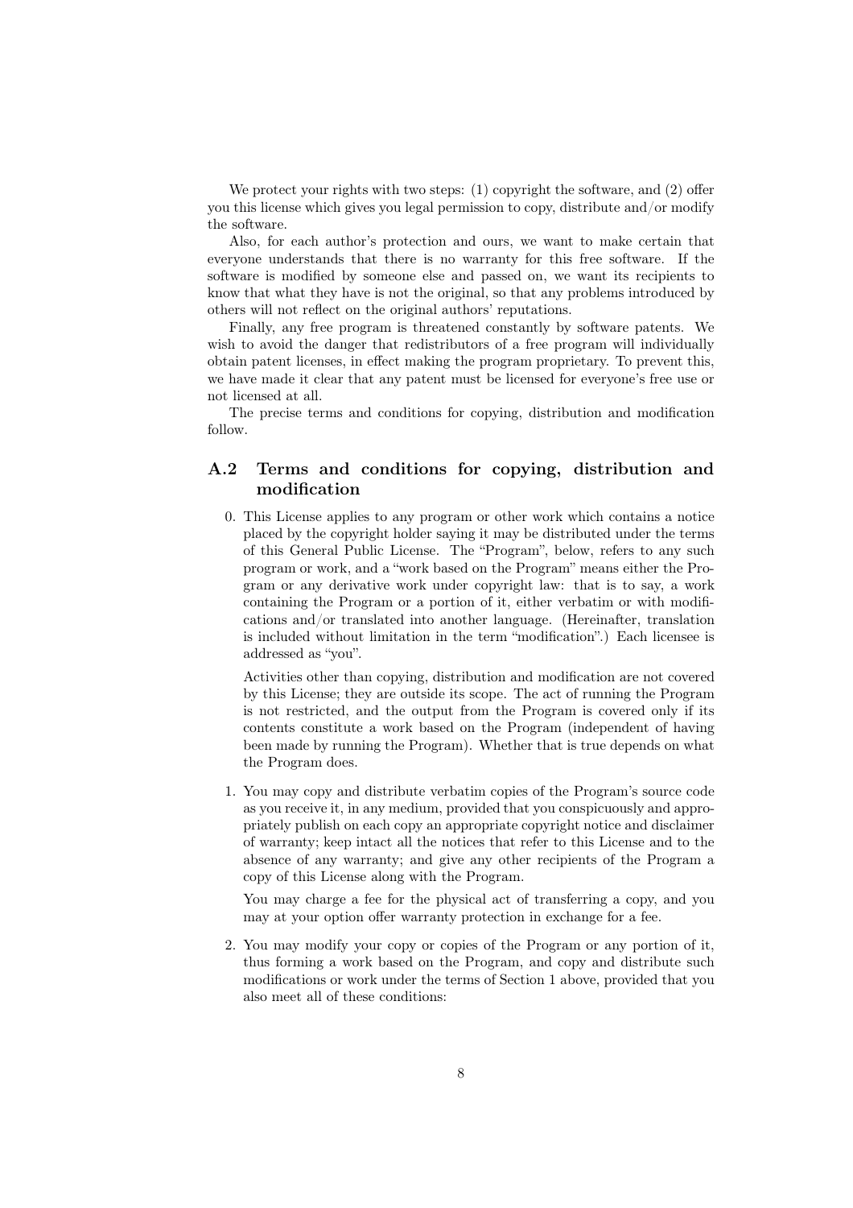We protect your rights with two steps: (1) copyright the software, and (2) offer you this license which gives you legal permission to copy, distribute and/or modify the software.

Also, for each author's protection and ours, we want to make certain that everyone understands that there is no warranty for this free software. If the software is modified by someone else and passed on, we want its recipients to know that what they have is not the original, so that any problems introduced by others will not reflect on the original authors' reputations.

Finally, any free program is threatened constantly by software patents. We wish to avoid the danger that redistributors of a free program will individually obtain patent licenses, in effect making the program proprietary. To prevent this, we have made it clear that any patent must be licensed for everyone's free use or not licensed at all.

The precise terms and conditions for copying, distribution and modification follow.

## A.2 Terms and conditions for copying, distribution and modification

0. This License applies to any program or other work which contains a notice placed by the copyright holder saying it may be distributed under the terms of this General Public License. The "Program", below, refers to any such program or work, and a "work based on the Program" means either the Program or any derivative work under copyright law: that is to say, a work containing the Program or a portion of it, either verbatim or with modifications and/or translated into another language. (Hereinafter, translation is included without limitation in the term "modification".) Each licensee is addressed as "you".

   Activities other than copying, distribution and modification are not covered by this License; they are outside its scope. The act of running the Program is not restricted, and the output from the Program is covered only if its contents constitute a work based on the Program (independent of having been made by running the Program). Whether that is true depends on what the Program does.

1. You may copy and distribute verbatim copies of the Program's source code as you receive it, in any medium, provided that you conspicuously and appropriately publish on each copy an appropriate copyright notice and disclaimer of warranty; keep intact all the notices that refer to this License and to the absence of any warranty; and give any other recipients of the Program a copy of this License along with the Program.

   You may charge a fee for the physical act of transferring a copy, and you may at your option offer warranty protection in exchange for a fee.

2. You may modify your copy or copies of the Program or any portion of it, thus forming a work based on the Program, and copy and distribute such modifications or work under the terms of Section 1 above, provided that you also meet all of these conditions: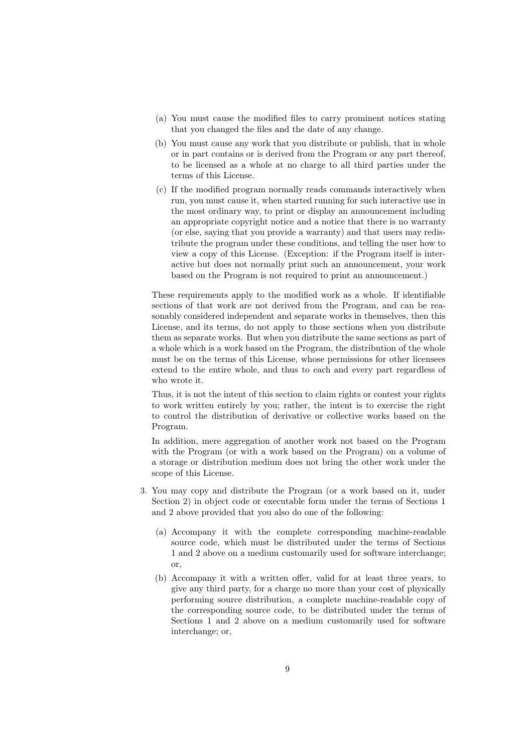(a) You must cause the modified files to carry prominent notices stating that you changed the files and the date of any change.

(b) You must cause any work that you distribute or publish, that in whole or in part contains or is derived from the Program or any part thereof, to be licensed as a whole at no charge to all third parties under the terms of this License.

(c) If the modified program normally reads commands interactively when run, you must cause it, when started running for such interactive use in the most ordinary way, to print or display an announcement including an appropriate copyright notice and a notice that there is no warranty (or else, saying that you provide a warranty) and that users may redistribute the program under these conditions, and telling the user how to view a copy of this License. (Exception: if the Program itself is interactive but does not normally print such an announcement, your work based on the Program is not required to print an announcement.)

These requirements apply to the modified work as a whole. If identifiable sections of that work are not derived from the Program, and can be reasonably considered independent and separate works in themselves, then this License, and its terms, do not apply to those sections when you distribute them as separate works. But when you distribute the same sections as part of a whole which is a work based on the Program, the distribution of the whole must be on the terms of this License, whose permissions for other licensees extend to the entire whole, and thus to each and every part regardless of who wrote it.

Thus, it is not the intent of this section to claim rights or contest your rights to work written entirely by you; rather, the intent is to exercise the right to control the distribution of derivative or collective works based on the Program.

In addition, mere aggregation of another work not based on the Program with the Program (or with a work based on the Program) on a volume of a storage or distribution medium does not bring the other work under the scope of this License.

3. You may copy and distribute the Program (or a work based on it, under Section 2) in object code or executable form under the terms of Sections 1 and 2 above provided that you also do one of the following:

   (a) Accompany it with the complete corresponding machine-readable source code, which must be distributed under the terms of Sections 1 and 2 above on a medium customarily used for software interchange; or,

   (b) Accompany it with a written offer, valid for at least three years, to give any third party, for a charge no more than your cost of physically performing source distribution, a complete machine-readable copy of the corresponding source code, to be distributed under the terms of Sections 1 and 2 above on a medium customarily used for software interchange; or,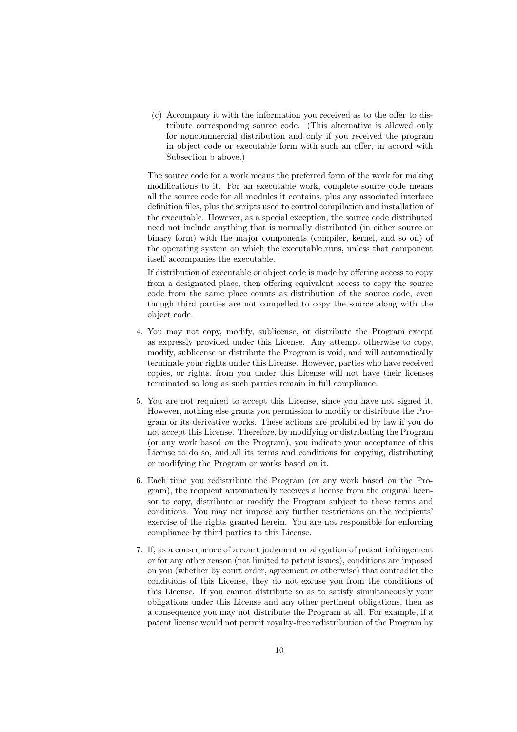(c) Accompany it with the information you received as to the offer to distribute corresponding source code. (This alternative is allowed only for noncommercial distribution and only if you received the program in object code or executable form with such an offer, in accord with Subsection b above.)

   The source code for a work means the preferred form of the work for making modifications to it. For an executable work, complete source code means all the source code for all modules it contains, plus any associated interface definition files, plus the scripts used to control compilation and installation of the executable. However, as a special exception, the source code distributed need not include anything that is normally distributed (in either source or binary form) with the major components (compiler, kernel, and so on) of the operating system on which the executable runs, unless that component itself accompanies the executable.

   If distribution of executable or object code is made by offering access to copy from a designated place, then offering equivalent access to copy the source code from the same place counts as distribution of the source code, even though third parties are not compelled to copy the source along with the object code.

4. You may not copy, modify, sublicense, or distribute the Program except as expressly provided under this License. Any attempt otherwise to copy, modify, sublicense or distribute the Program is void, and will automatically terminate your rights under this License. However, parties who have received copies, or rights, from you under this License will not have their licenses terminated so long as such parties remain in full compliance.

5. You are not required to accept this License, since you have not signed it. However, nothing else grants you permission to modify or distribute the Program or its derivative works. These actions are prohibited by law if you do not accept this License. Therefore, by modifying or distributing the Program (or any work based on the Program), you indicate your acceptance of this License to do so, and all its terms and conditions for copying, distributing or modifying the Program or works based on it.

6. Each time you redistribute the Program (or any work based on the Program), the recipient automatically receives a license from the original licensor to copy, distribute or modify the Program subject to these terms and conditions. You may not impose any further restrictions on the recipients' exercise of the rights granted herein. You are not responsible for enforcing compliance by third parties to this License.

7. If, as a consequence of a court judgment or allegation of patent infringement or for any other reason (not limited to patent issues), conditions are imposed on you (whether by court order, agreement or otherwise) that contradict the conditions of this License, they do not excuse you from the conditions of this License. If you cannot distribute so as to satisfy simultaneously your obligations under this License and any other pertinent obligations, then as a consequence you may not distribute the Program at all. For example, if a patent license would not permit royalty-free redistribution of the Program by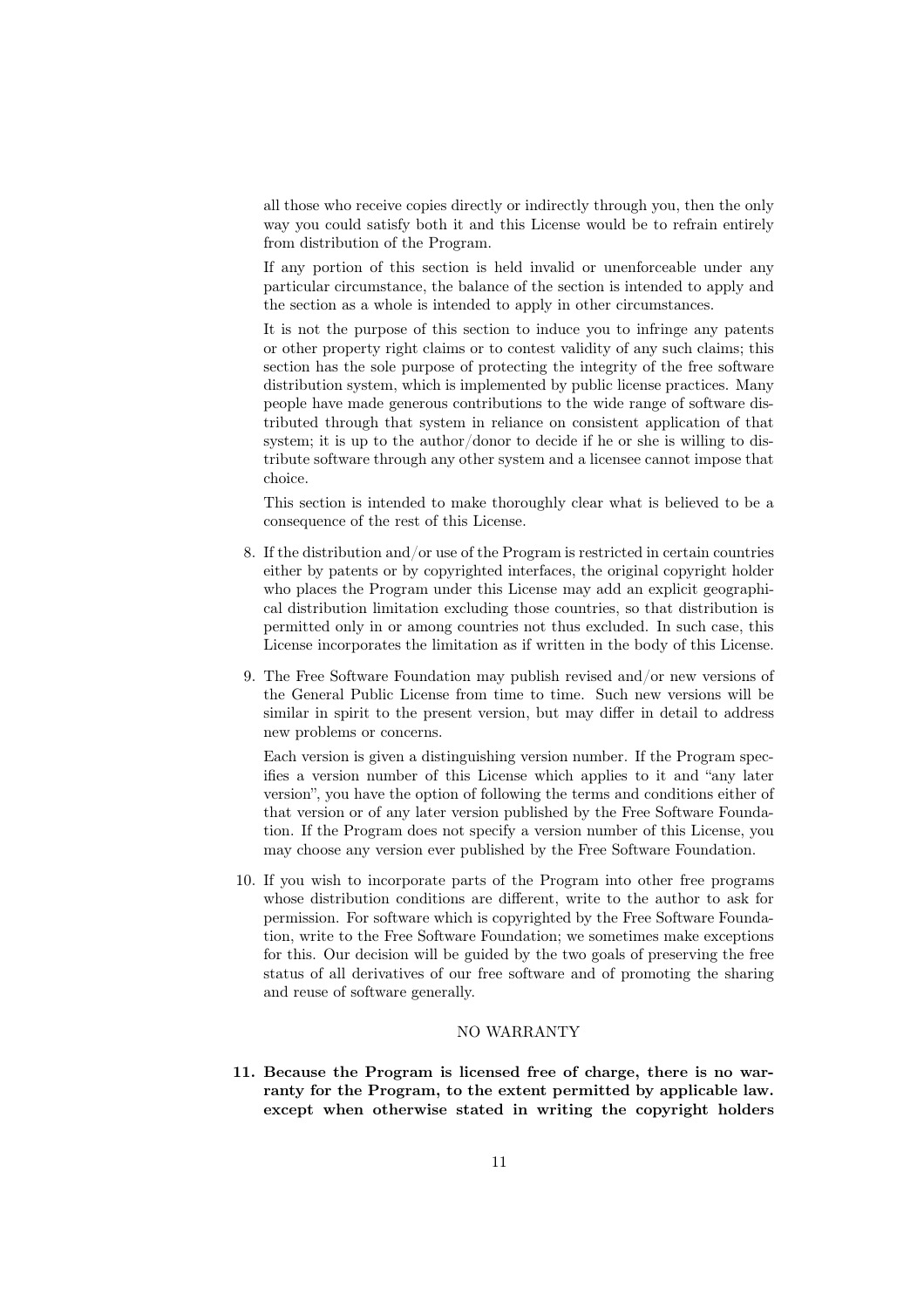all those who receive copies directly or indirectly through you, then the only way you could satisfy both it and this License would be to refrain entirely from distribution of the Program.

If any portion of this section is held invalid or unenforceable under any particular circumstance, the balance of the section is intended to apply and the section as a whole is intended to apply in other circumstances.

It is not the purpose of this section to induce you to infringe any patents or other property right claims or to contest validity of any such claims; this section has the sole purpose of protecting the integrity of the free software distribution system, which is implemented by public license practices. Many people have made generous contributions to the wide range of software distributed through that system in reliance on consistent application of that system; it is up to the author/donor to decide if he or she is willing to distribute software through any other system and a licensee cannot impose that choice.

This section is intended to make thoroughly clear what is believed to be a consequence of the rest of this License.

8. If the distribution and/or use of the Program is restricted in certain countries either by patents or by copyrighted interfaces, the original copyright holder who places the Program under this License may add an explicit geographical distribution limitation excluding those countries, so that distribution is permitted only in or among countries not thus excluded. In such case, this License incorporates the limitation as if written in the body of this License.

9. The Free Software Foundation may publish revised and/or new versions of the General Public License from time to time. Such new versions will be similar in spirit to the present version, but may differ in detail to address new problems or concerns.

   Each version is given a distinguishing version number. If the Program specifies a version number of this License which applies to it and "any later version", you have the option of following the terms and conditions either of that version or of any later version published by the Free Software Foundation. If the Program does not specify a version number of this License, you may choose any version ever published by the Free Software Foundation.

10. If you wish to incorporate parts of the Program into other free programs whose distribution conditions are different, write to the author to ask for permission. For software which is copyrighted by the Free Software Foundation, write to the Free Software Foundation; we sometimes make exceptions for this. Our decision will be guided by the two goals of preserving the free status of all derivatives of our free software and of promoting the sharing and reuse of software generally.

NO WARRANTY

11. **Because the Program is licensed free of charge, there is no warranty for the Program, to the extent permitted by applicable law. except when otherwise stated in writing the copyright holders**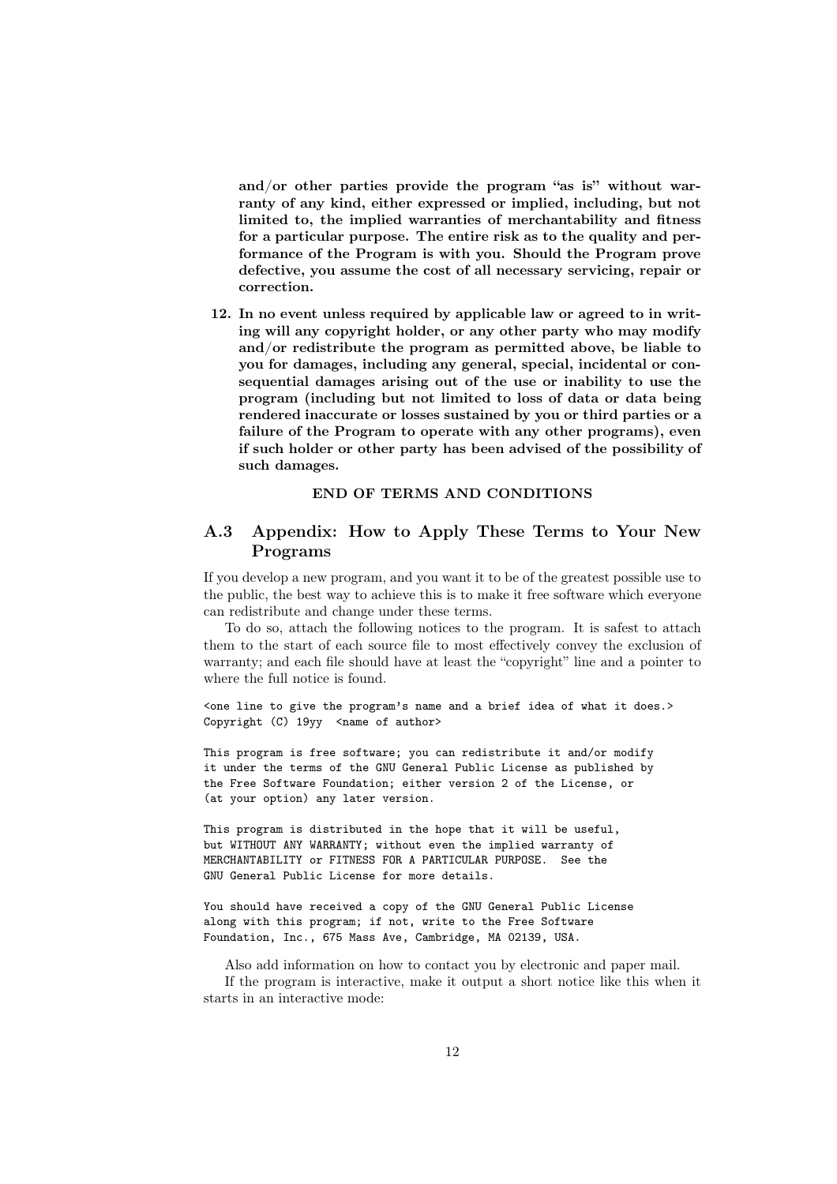**and/or other parties provide the program "as is" without warranty of any kind, either expressed or implied, including, but not limited to, the implied warranties of merchantability and fitness for a particular purpose. The entire risk as to the quality and performance of the Program is with you. Should the Program prove defective, you assume the cost of all necessary servicing, repair or correction.**

12. **In no event unless required by applicable law or agreed to in writing will any copyright holder, or any other party who may modify and/or redistribute the program as permitted above, be liable to you for damages, including any general, special, incidental or consequential damages arising out of the use or inability to use the program (including but not limited to loss of data or data being rendered inaccurate or losses sustained by you or third parties or a failure of the Program to operate with any other programs), even if such holder or other party has been advised of the possibility of such damages.**

**END OF TERMS AND CONDITIONS**

## A.3 Appendix: How to Apply These Terms to Your New Programs

If you develop a new program, and you want it to be of the greatest possible use to the public, the best way to achieve this is to make it free software which everyone can redistribute and change under these terms.

To do so, attach the following notices to the program. It is safest to attach them to the start of each source file to most effectively convey the exclusion of warranty; and each file should have at least the "copyright" line and a pointer to where the full notice is found.

```
<one line to give the program's name and a brief idea of what it does.>
Copyright (C) 19yy  <name of author>

This program is free software; you can redistribute it and/or modify
it under the terms of the GNU General Public License as published by
the Free Software Foundation; either version 2 of the License, or
(at your option) any later version.

This program is distributed in the hope that it will be useful,
but WITHOUT ANY WARRANTY; without even the implied warranty of
MERCHANTABILITY or FITNESS FOR A PARTICULAR PURPOSE.  See the
GNU General Public License for more details.

You should have received a copy of the GNU General Public License
along with this program; if not, write to the Free Software
Foundation, Inc., 675 Mass Ave, Cambridge, MA 02139, USA.
```

Also add information on how to contact you by electronic and paper mail.

If the program is interactive, make it output a short notice like this when it starts in an interactive mode: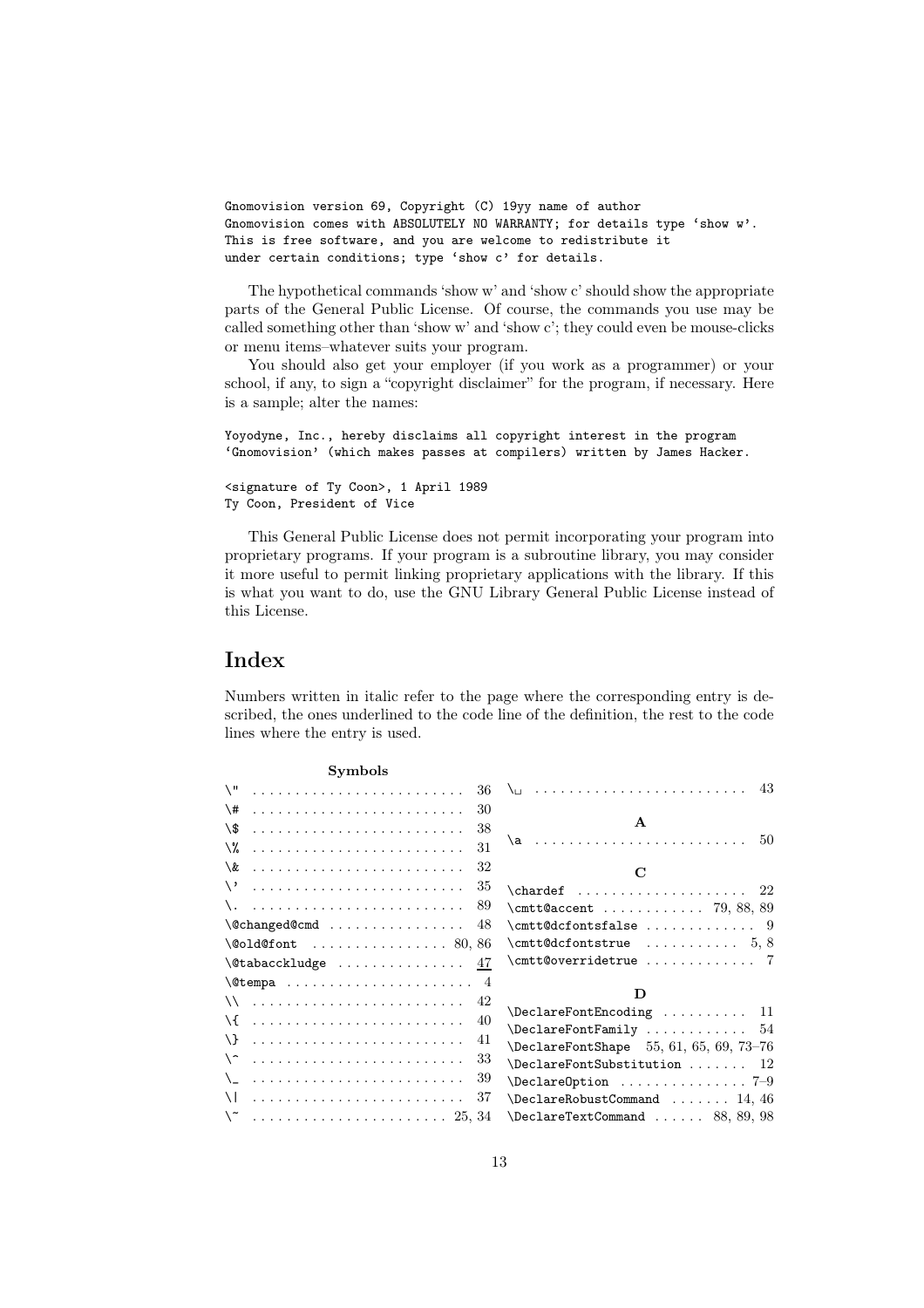```
Gnomovision version 69, Copyright (C) 19yy name of author
Gnomovision comes with ABSOLUTELY NO WARRANTY; for details type 'show w'.
This is free software, and you are welcome to redistribute it
under certain conditions; type 'show c' for details.
```

The hypothetical commands 'show w' and 'show c' should show the appropriate parts of the General Public License. Of course, the commands you use may be called something other than 'show w' and 'show c'; they could even be mouse-clicks or menu items–whatever suits your program.

You should also get your employer (if you work as a programmer) or your school, if any, to sign a "copyright disclaimer" for the program, if necessary. Here is a sample; alter the names:

```
Yoyodyne, Inc., hereby disclaims all copyright interest in the program
'Gnomovision' (which makes passes at compilers) written by James Hacker.

<signature of Ty Coon>, 1 April 1989
Ty Coon, President of Vice
```

This General Public License does not permit incorporating your program into proprietary programs. If your program is a subroutine library, you may consider it more useful to permit linking proprietary applications with the library. If this is what you want to do, use the GNU Library General Public License instead of this License.

# Index

Numbers written in italic refer to the page where the corresponding entry is described, the ones underlined to the code line of the definition, the rest to the code lines where the entry is used.

**Symbols**

- `\"` . . . . . 36
- `\#` . . . . . 30
- `\$` . . . . . 38
- `\%` . . . . . 31
- `\&` . . . . . 32
- `\'` . . . . . 35
- `\.` . . . . . 89
- `\@changed@cmd` . . . . . 48
- `\@old@font` . . . . . 80, 86
- `\@tabacckludge` . . . . . <u>47</u>
- `\@tempa` . . . . . 4
- `\\` . . . . . 42
- `\{` . . . . . 40
- `\}` . . . . . 41
- `\^` . . . . . 33
- `\_` . . . . . 39
- `\|` . . . . . 37
- `\~` . . . . . 25, 34
- `\␣` . . . . . 43

**A**

- `\a` . . . . . 50

**C**

- `\chardef` . . . . . 22
- `\cmtt@accent` . . . . . 79, 88, 89
- `\cmtt@dcfontsfalse` . . . . . 9
- `\cmtt@dcfontstrue` . . . . . 5, 8
- `\cmtt@overridetrue` . . . . . 7

**D**

- `\DeclareFontEncoding` . . . . . 11
- `\DeclareFontFamily` . . . . . 54
- `\DeclareFontShape` 55, 61, 65, 69, 73–76
- `\DeclareFontSubstitution` . . . . . 12
- `\DeclareOption` . . . . . 7–9
- `\DeclareRobustCommand` . . . . . 14, 46
- `\DeclareTextCommand` . . . . . 88, 89, 98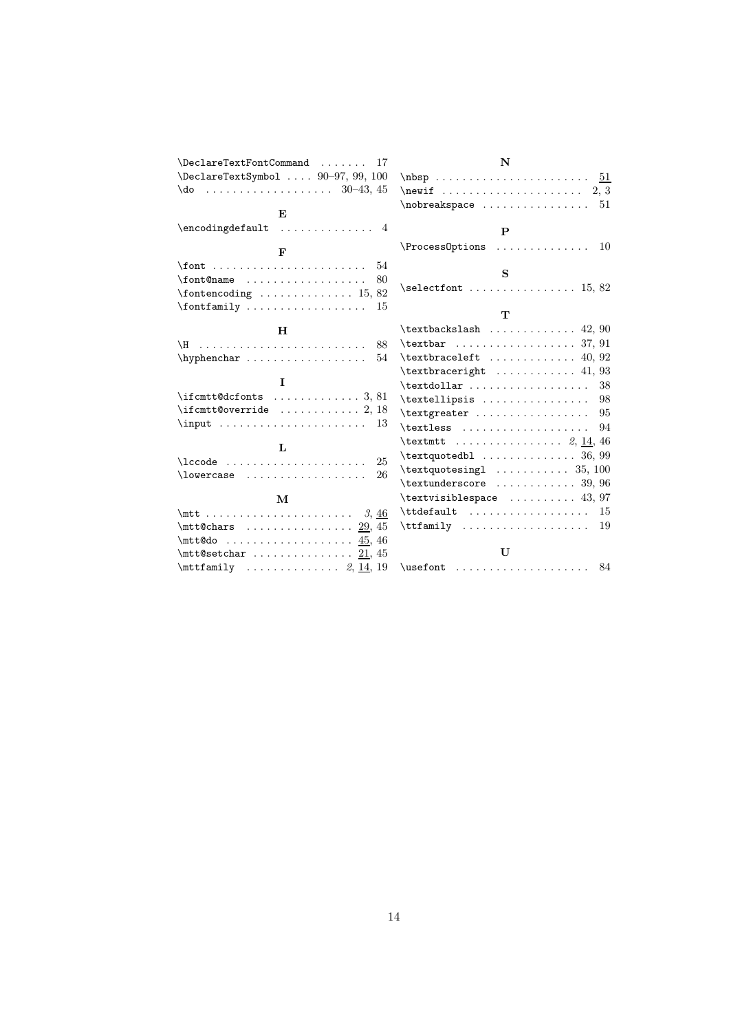\DeclareTextFontCommand . . . . . . . 17
\DeclareTextSymbol . . . . 90–97, 99, 100
\do . . . . . . . . . . . . . . . . . . . 30–43, 45

**E**

\encodingdefault . . . . . . . . . . . . . . 4

**F**

\font . . . . . . . . . . . . . . . . . . . . . . . 54
\font@name . . . . . . . . . . . . . . . . . . 80
\fontencoding . . . . . . . . . . . . . . 15, 82
\fontfamily . . . . . . . . . . . . . . . . . . 15

**H**

\H . . . . . . . . . . . . . . . . . . . . . . . . . 88
\hyphenchar . . . . . . . . . . . . . . . . . . 54

**I**

\ifcmtt@dcfonts . . . . . . . . . . . . . 3, 81
\ifcmtt@override . . . . . . . . . . . . 2, 18
\input . . . . . . . . . . . . . . . . . . . . . . 13

**L**

\lccode . . . . . . . . . . . . . . . . . . . . . 25
\lowercase . . . . . . . . . . . . . . . . . . 26

**M**

\mtt . . . . . . . . . . . . . . . . . . . . . . *3*, 46
\mtt@chars . . . . . . . . . . . . . . . . 29, 45
\mtt@do . . . . . . . . . . . . . . . . . . . 45, 46
\mtt@setchar . . . . . . . . . . . . . . . 21, 45
\mttfamily . . . . . . . . . . . . . . *2*, 14, 19

**N**

\nbsp . . . . . . . . . . . . . . . . . . . . . . . 51
\newif . . . . . . . . . . . . . . . . . . . . . 2, 3
\nobreakspace . . . . . . . . . . . . . . . . 51

**P**

\ProcessOptions . . . . . . . . . . . . . . 10

**S**

\selectfont . . . . . . . . . . . . . . . . 15, 82

**T**

\textbackslash . . . . . . . . . . . . . 42, 90
\textbar . . . . . . . . . . . . . . . . . . 37, 91
\textbraceleft . . . . . . . . . . . . . 40, 92
\textbraceright . . . . . . . . . . . . 41, 93
\textdollar . . . . . . . . . . . . . . . . . . 38
\textellipsis . . . . . . . . . . . . . . . . 98
\textgreater . . . . . . . . . . . . . . . . . 95
\textless . . . . . . . . . . . . . . . . . . . 94
\textmtt . . . . . . . . . . . . . . . . *2*, 14, 46
\textquotedbl . . . . . . . . . . . . . . 36, 99
\textquotesingl . . . . . . . . . . . 35, 100
\textunderscore . . . . . . . . . . . . 39, 96
\textvisiblespace . . . . . . . . . . 43, 97
\ttdefault . . . . . . . . . . . . . . . . . . 15
\ttfamily . . . . . . . . . . . . . . . . . . . 19

**U**

\usefont . . . . . . . . . . . . . . . . . . . . 84